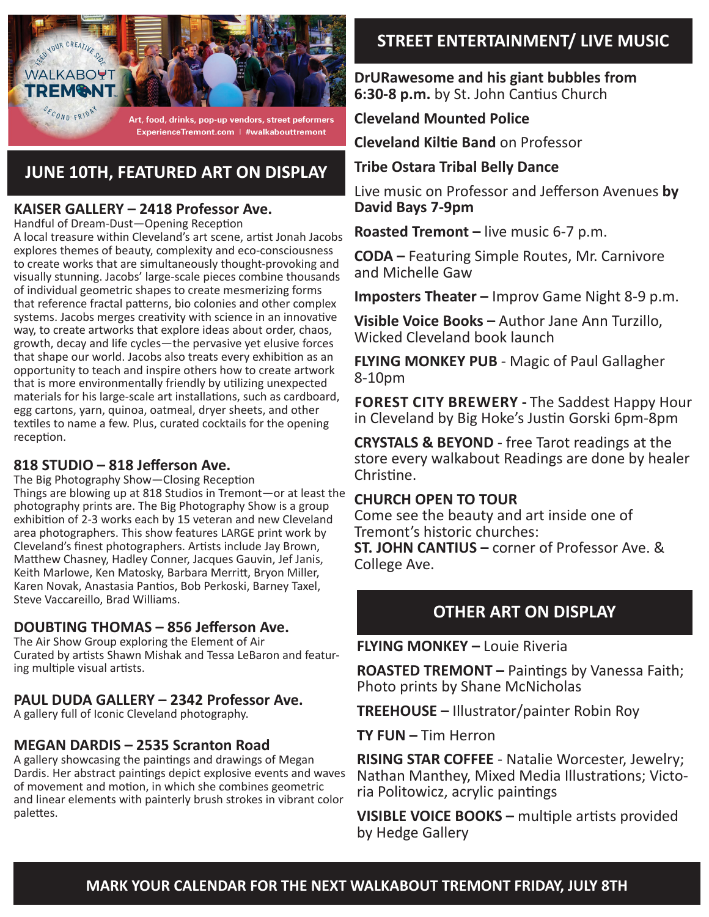WALKABOUT TREMONT

FEED YOUR CREATIVE SIDE · SECOND FRIDAY

Art, food, drinks, pop-up vendors, street peformers
ExperienceTremont.com | #walkabouttremont

## JUNE 10TH, FEATURED ART ON DISPLAY

### KAISER GALLERY – 2418 Professor Ave.

Handful of Dream-Dust—Opening Reception
A local treasure within Cleveland's art scene, artist Jonah Jacobs explores themes of beauty, complexity and eco-consciousness to create works that are simultaneously thought-provoking and visually stunning. Jacobs' large-scale pieces combine thousands of individual geometric shapes to create mesmerizing forms that reference fractal patterns, bio colonies and other complex systems. Jacobs merges creativity with science in an innovative way, to create artworks that explore ideas about order, chaos, growth, decay and life cycles—the pervasive yet elusive forces that shape our world. Jacobs also treats every exhibition as an opportunity to teach and inspire others how to create artwork that is more environmentally friendly by utilizing unexpected materials for his large-scale art installations, such as cardboard, egg cartons, yarn, quinoa, oatmeal, dryer sheets, and other textiles to name a few. Plus, curated cocktails for the opening reception.

### 818 STUDIO – 818 Jefferson Ave.

The Big Photography Show—Closing Reception
Things are blowing up at 818 Studios in Tremont—or at least the photography prints are. The Big Photography Show is a group exhibition of 2-3 works each by 15 veteran and new Cleveland area photographers. This show features LARGE print work by Cleveland's finest photographers. Artists include Jay Brown, Matthew Chasney, Hadley Conner, Jacques Gauvin, Jef Janis, Keith Marlowe, Ken Matosky, Barbara Merritt, Bryon Miller, Karen Novak, Anastasia Pantios, Bob Perkoski, Barney Taxel, Steve Vaccareillo, Brad Williams.

### DOUBTING THOMAS – 856 Jefferson Ave.

The Air Show Group exploring the Element of Air
Curated by artists Shawn Mishak and Tessa LeBaron and featuring multiple visual artists.

### PAUL DUDA GALLERY – 2342 Professor Ave.

A gallery full of Iconic Cleveland photography.

### MEGAN DARDIS – 2535 Scranton Road

A gallery showcasing the paintings and drawings of Megan Dardis. Her abstract paintings depict explosive events and waves of movement and motion, in which she combines geometric and linear elements with painterly brush strokes in vibrant color palettes.

## STREET ENTERTAINMENT/ LIVE MUSIC

**DrURawesome and his giant bubbles from 6:30-8 p.m.** by St. John Cantius Church

**Cleveland Mounted Police**

**Cleveland Kiltie Band** on Professor

**Tribe Ostara Tribal Belly Dance**

Live music on Professor and Jefferson Avenues **by David Bays 7-9pm**

**Roasted Tremont –** live music 6-7 p.m.

**CODA –** Featuring Simple Routes, Mr. Carnivore and Michelle Gaw

**Imposters Theater –** Improv Game Night 8-9 p.m.

**Visible Voice Books –** Author Jane Ann Turzillo, Wicked Cleveland book launch

**FLYING MONKEY PUB** - Magic of Paul Gallagher 8-10pm

**FOREST CITY BREWERY -** The Saddest Happy Hour in Cleveland by Big Hoke's Justin Gorski 6pm-8pm

**CRYSTALS & BEYOND** - free Tarot readings at the store every walkabout Readings are done by healer Christine.

**CHURCH OPEN TO TOUR**
Come see the beauty and art inside one of Tremont's historic churches:
**ST. JOHN CANTIUS –** corner of Professor Ave. & College Ave.

## OTHER ART ON DISPLAY

**FLYING MONKEY –** Louie Riveria

**ROASTED TREMONT –** Paintings by Vanessa Faith; Photo prints by Shane McNicholas

**TREEHOUSE –** Illustrator/painter Robin Roy

**TY FUN –** Tim Herron

**RISING STAR COFFEE** - Natalie Worcester, Jewelry; Nathan Manthey, Mixed Media Illustrations; Victoria Politowicz, acrylic paintings

**VISIBLE VOICE BOOKS –** multiple artists provided by Hedge Gallery

**MARK YOUR CALENDAR FOR THE NEXT WALKABOUT TREMONT FRIDAY, JULY 8TH**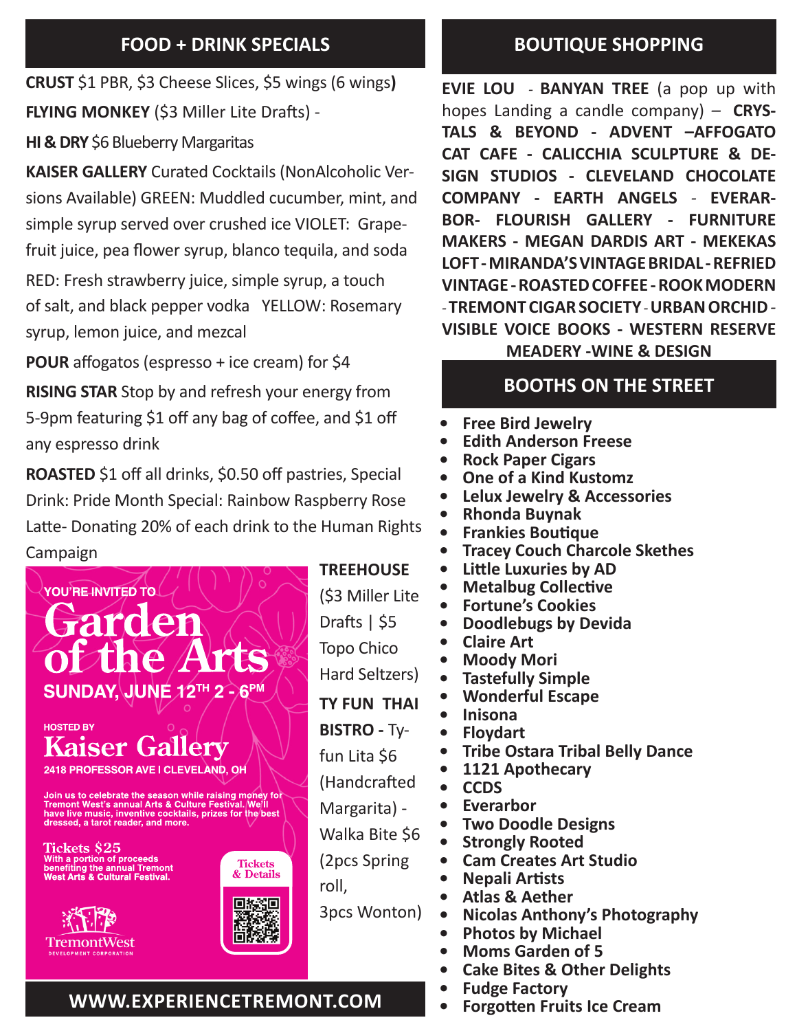## FOOD + DRINK SPECIALS

**CRUST** $1 PBR, $3 Cheese Slices, $5 wings (6 wings**)**

**FLYING MONKEY** ($3 Miller Lite Drafts) -

**HI & DRY** $6 Blueberry Margaritas

**KAISER GALLERY** Curated Cocktails (NonAlcoholic Versions Available) GREEN: Muddled cucumber, mint, and simple syrup served over crushed ice VIOLET: Grapefruit juice, pea flower syrup, blanco tequila, and soda

RED: Fresh strawberry juice, simple syrup, a touch of salt, and black pepper vodka YELLOW: Rosemary syrup, lemon juice, and mezcal

**POUR** affogatos (espresso + ice cream) for $4

**RISING STAR** Stop by and refresh your energy from 5-9pm featuring $1 off any bag of coffee, and $1 off any espresso drink

**ROASTED** $1 off all drinks, $0.50 off pastries, Special Drink: Pride Month Special: Rainbow Raspberry Rose Latte- Donating 20% of each drink to the Human Rights Campaign

YOU'RE INVITED TO

**Garden of the Arts**

**SUNDAY, JUNE 12TH 2 - 6PM**

HOSTED BY

**Kaiser Gallery**

2418 PROFESSOR AVE | CLEVELAND, OH

Join us to celebrate the season while raising money for Tremont West's annual Arts & Culture Festival. We'll have live music, inventive cocktails, prizes for the best dressed, a tarot reader, and more.

**Tickets $25**

With a portion of proceeds benefiting the annual Tremont West Arts & Cultural Festival.

Tickets & Details

TremontWest DEVELOPMENT CORPORATION

**TREEHOUSE** ($3 Miller Lite Drafts | $5 Topo Chico Hard Seltzers)

**TY FUN THAI BISTRO -** Ty-fun Lita $6 (Handcrafted Margarita) - Walka Bite $6 (2pcs Spring roll, 3pcs Wonton)

**WWW.EXPERIENCETREMONT.COM**

## BOUTIQUE SHOPPING

**EVIE LOU** - **BANYAN TREE** (a pop up with hopes Landing a candle company) – **CRYSTALS & BEYOND - ADVENT –AFFOGATO CAT CAFE - CALICCHIA SCULPTURE & DESIGN STUDIOS - CLEVELAND CHOCOLATE COMPANY - EARTH ANGELS** - **EVERARBOR- FLOURISH GALLERY - FURNITURE MAKERS - MEGAN DARDIS ART - MEKEKAS LOFT - MIRANDA'S VINTAGE BRIDAL - REFRIED VINTAGE - ROASTED COFFEE - ROOK MODERN** - **TREMONT CIGAR SOCIETY** - **URBAN ORCHID** - **VISIBLE VOICE BOOKS - WESTERN RESERVE MEADERY -WINE & DESIGN**

## BOOTHS ON THE STREET

- **Free Bird Jewelry**
- **Edith Anderson Freese**
- **Rock Paper Cigars**
- **One of a Kind Kustomz**
- **Lelux Jewelry & Accessories**
- **Rhonda Buynak**
- **Frankies Boutique**
- **Tracey Couch Charcole Skethes**
- **Little Luxuries by AD**
- **Metalbug Collective**
- **Fortune's Cookies**
- **Doodlebugs by Devida**
- **Claire Art**
- **Moody Mori**
- **Tastefully Simple**
- **Wonderful Escape**
- **Inisona**
- **Floydart**
- **Tribe Ostara Tribal Belly Dance**
- **1121 Apothecary**
- **CCDS**
- **Everarbor**
- **Two Doodle Designs**
- **Strongly Rooted**
- **Cam Creates Art Studio**
- **Nepali Artists**
- **Atlas & Aether**
- **Nicolas Anthony's Photography**
- **Photos by Michael**
- **Moms Garden of 5**
- **Cake Bites & Other Delights**
- **Fudge Factory**
- **Forgotten Fruits Ice Cream**